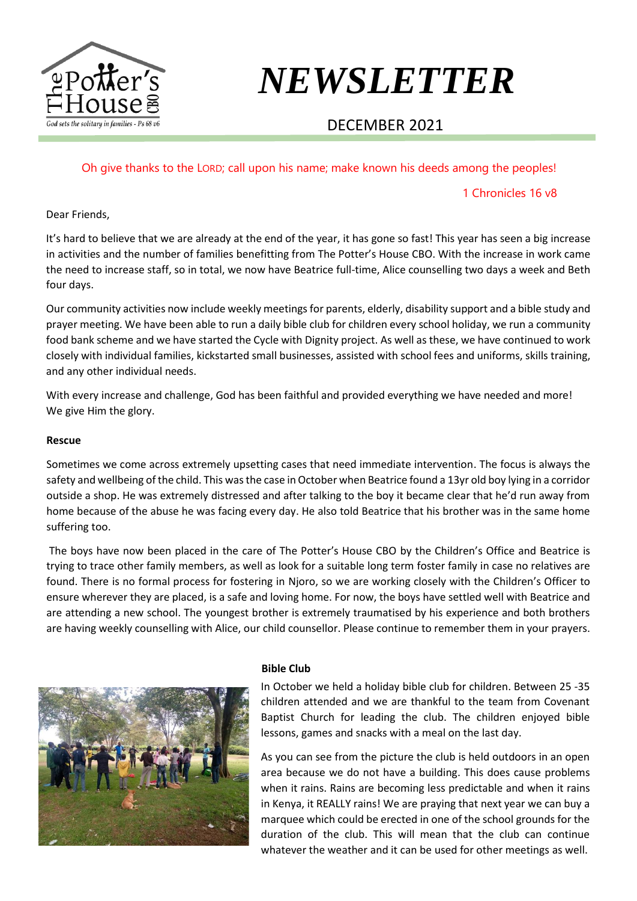# NEWSLETTER

DECEMBER 2021

Oh give thanks to the LORD; call upon his name; make known his deeds among the peoples!

1 Chronicles 16 v8

Dear Friends,

It's hard to believe that we are already at the end of the year, it has gone so fast! This year has seen a big increase in activities and the number of families benefitting from The Potter's House CBO. With the increase in work came the need to increase staff, so in total, we now have Beatrice full-time, Alice counselling two days a week and Beth four days.

Our community activities now include weekly meetings for parents, elderly, disability support and a bible study and prayer meeting. We have been able to run a daily bible club for children every school holiday, we run a community food bank scheme and we have started the Cycle with Dignity project. As well as these, we have continued to work closely with individual families, kickstarted small businesses, assisted with school fees and uniforms, skills training, and any other individual needs.

With every increase and challenge, God has been faithful and provided everything we have needed and more! We give Him the glory.

**Rescue**

Sometimes we come across extremely upsetting cases that need immediate intervention. The focus is always the safety and wellbeing of the child. This was the case in October when Beatrice found a 13yr old boy lying in a corridor outside a shop. He was extremely distressed and after talking to the boy it became clear that he'd run away from home because of the abuse he was facing every day. He also told Beatrice that his brother was in the same home suffering too.

The boys have now been placed in the care of The Potter's House CBO by the Children's Office and Beatrice is trying to trace other family members, as well as look for a suitable long term foster family in case no relatives are found. There is no formal process for fostering in Njoro, so we are working closely with the Children's Officer to ensure wherever they are placed, is a safe and loving home. For now, the boys have settled well with Beatrice and are attending a new school. The youngest brother is extremely traumatised by his experience and both brothers are having weekly counselling with Alice, our child counsellor. Please continue to remember them in your prayers.

**Bible Club**

In October we held a holiday bible club for children. Between 25 -35 children attended and we are thankful to the team from Covenant Baptist Church for leading the club. The children enjoyed bible lessons, games and snacks with a meal on the last day.

As you can see from the picture the club is held outdoors in an open area because we do not have a building. This does cause problems when it rains. Rains are becoming less predictable and when it rains in Kenya, it REALLY rains! We are praying that next year we can buy a marquee which could be erected in one of the school grounds for the duration of the club. This will mean that the club can continue whatever the weather and it can be used for other meetings as well.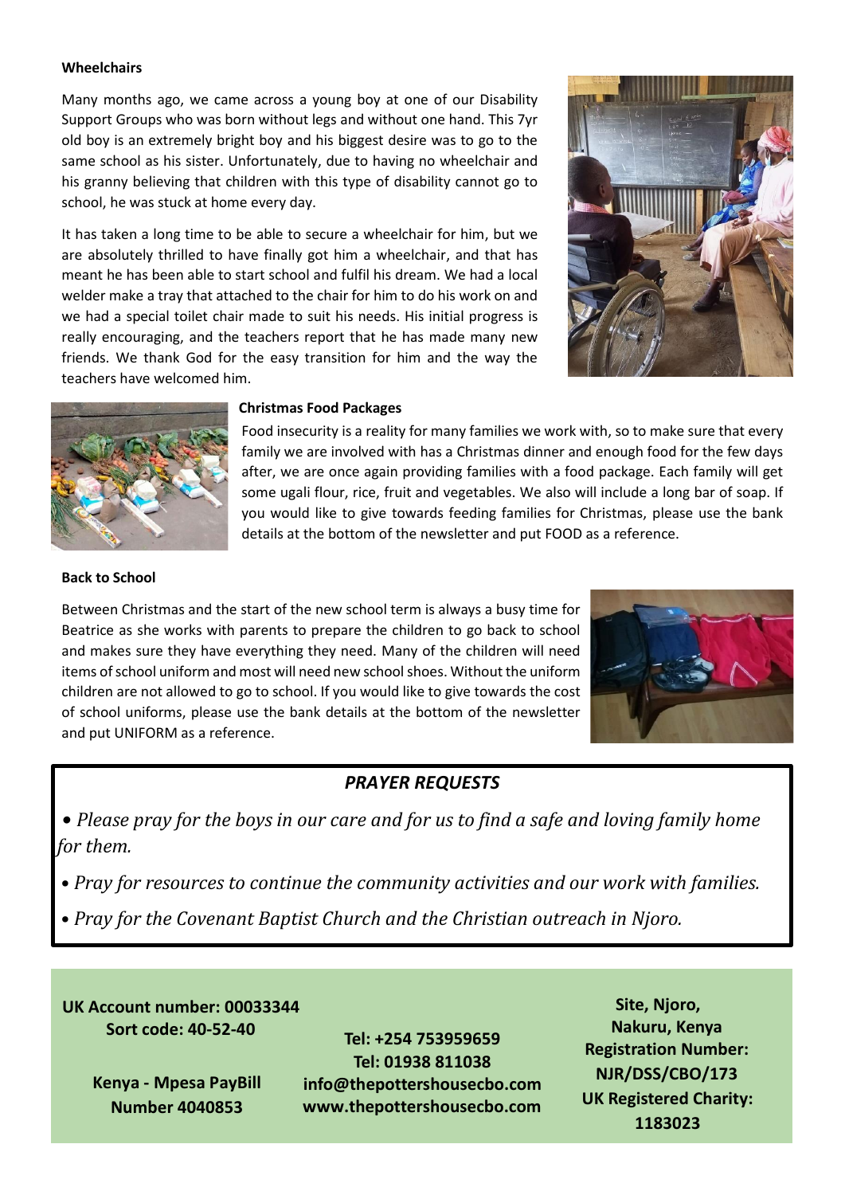### Wheelchairs

Many months ago, we came across a young boy at one of our Disability Support Groups who was born without legs and without one hand. This 7yr old boy is an extremely bright boy and his biggest desire was to go to the same school as his sister. Unfortunately, due to having no wheelchair and his granny believing that children with this type of disability cannot go to school, he was stuck at home every day.

It has taken a long time to be able to secure a wheelchair for him, but we are absolutely thrilled to have finally got him a wheelchair, and that has meant he has been able to start school and fulfil his dream. We had a local welder make a tray that attached to the chair for him to do his work on and we had a special toilet chair made to suit his needs. His initial progress is really encouraging, and the teachers report that he has made many new friends. We thank God for the easy transition for him and the way the teachers have welcomed him.

### Christmas Food Packages

Food insecurity is a reality for many families we work with, so to make sure that every family we are involved with has a Christmas dinner and enough food for the few days after, we are once again providing families with a food package. Each family will get some ugali flour, rice, fruit and vegetables. We also will include a long bar of soap. If you would like to give towards feeding families for Christmas, please use the bank details at the bottom of the newsletter and put FOOD as a reference.

### Back to School

Between Christmas and the start of the new school term is always a busy time for Beatrice as she works with parents to prepare the children to go back to school and makes sure they have everything they need. Many of the children will need items of school uniform and most will need new school shoes. Without the uniform children are not allowed to go to school. If you would like to give towards the cost of school uniforms, please use the bank details at the bottom of the newsletter and put UNIFORM as a reference.

## *PRAYER REQUESTS*

- *Please pray for the boys in our care and for us to find a safe and loving family home for them.*
- *Pray for resources to continue the community activities and our work with families.*
- *Pray for the Covenant Baptist Church and the Christian outreach in Njoro.*

**UK Account number: 00033344**
**Sort code: 40-52-40**

**Kenya - Mpesa PayBill Number 4040853**

**Tel: +254 753959659**
**Tel: 01938 811038**
**info@thepottershousecbo.com**
**www.thepottershousecbo.com**

**Site, Njoro, Nakuru, Kenya**
**Registration Number: NJR/DSS/CBO/173**
**UK Registered Charity: 1183023**